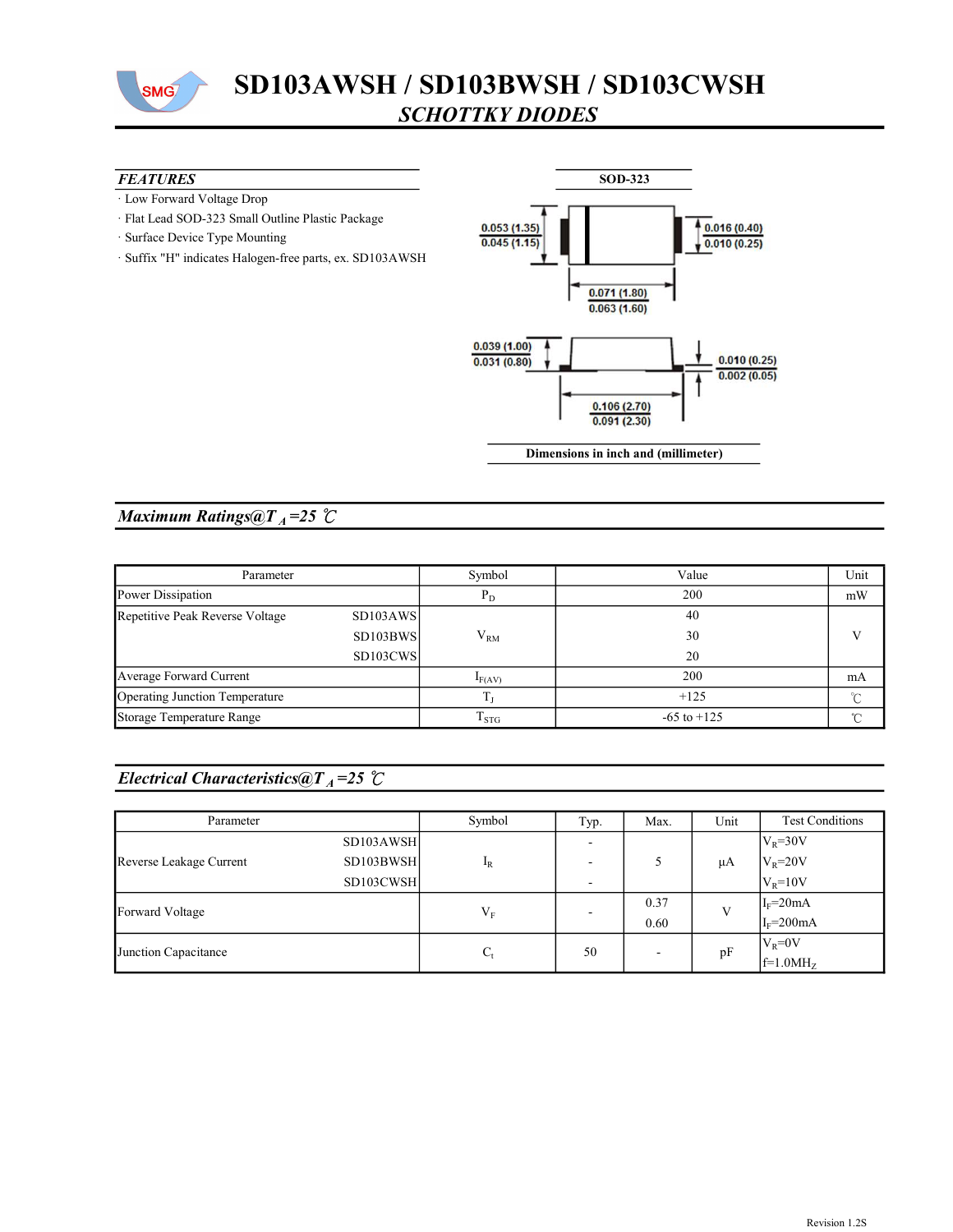# SD103AWSH / SD103BWSH / SD103CWSH

## *SCHOTTKY DIODES*

### *FEATURES*

- Low Forward Voltage Drop
- Flat Lead SOD-323 Small Outline Plastic Package
- Surface Device Type Mounting
- Suffix "H" indicates Halogen-free parts, ex. SD103AWSH

**SOD-323**

0.053 (1.35)
0.045 (1.15)

0.016 (0.40)
0.010 (0.25)

0.071 (1.80)
0.063 (1.60)

0.039 (1.00)
0.031 (0.80)

0.010 (0.25)
0.002 (0.05)

0.106 (2.70)
0.091 (2.30)

**Dimensions in inch and (millimeter)**

## *Maximum Ratings@$T_A$=25 ℃*

| Parameter | | Symbol | Value | Unit |
|---|---|---|---|---|
| Power Dissipation | | $P_D$ | 200 | mW |
| Repetitive Peak Reverse Voltage | SD103AWS | $V_{RM}$ | 40 | V |
| | SD103BWS | | 30 | |
| | SD103CWS | | 20 | |
| Average Forward Current | | $I_{F(AV)}$ | 200 | mA |
| Operating Junction Temperature | | $T_J$ | +125 | ℃ |
| Storage Temperature Range | | $T_{STG}$ | -65 to +125 | ℃ |

## *Electrical Characteristics@$T_A$=25 ℃*

| Parameter | | Symbol | Typ. | Max. | Unit | Test Conditions |
|---|---|---|---|---|---|---|
| Reverse Leakage Current | SD103AWSH | $I_R$ | - | 5 | μA | $V_R$=30V |
| | SD103BWSH | | - | | | $V_R$=20V |
| | SD103CWSH | | - | | | $V_R$=10V |
| Forward Voltage | | $V_F$ | - | 0.37 | V | $I_F$=20mA |
| | | | | 0.60 | | $I_F$=200mA |
| Junction Capacitance | | $C_t$ | 50 | - | pF | $V_R$=0V, f=1.0MHz |

Revision 1.2S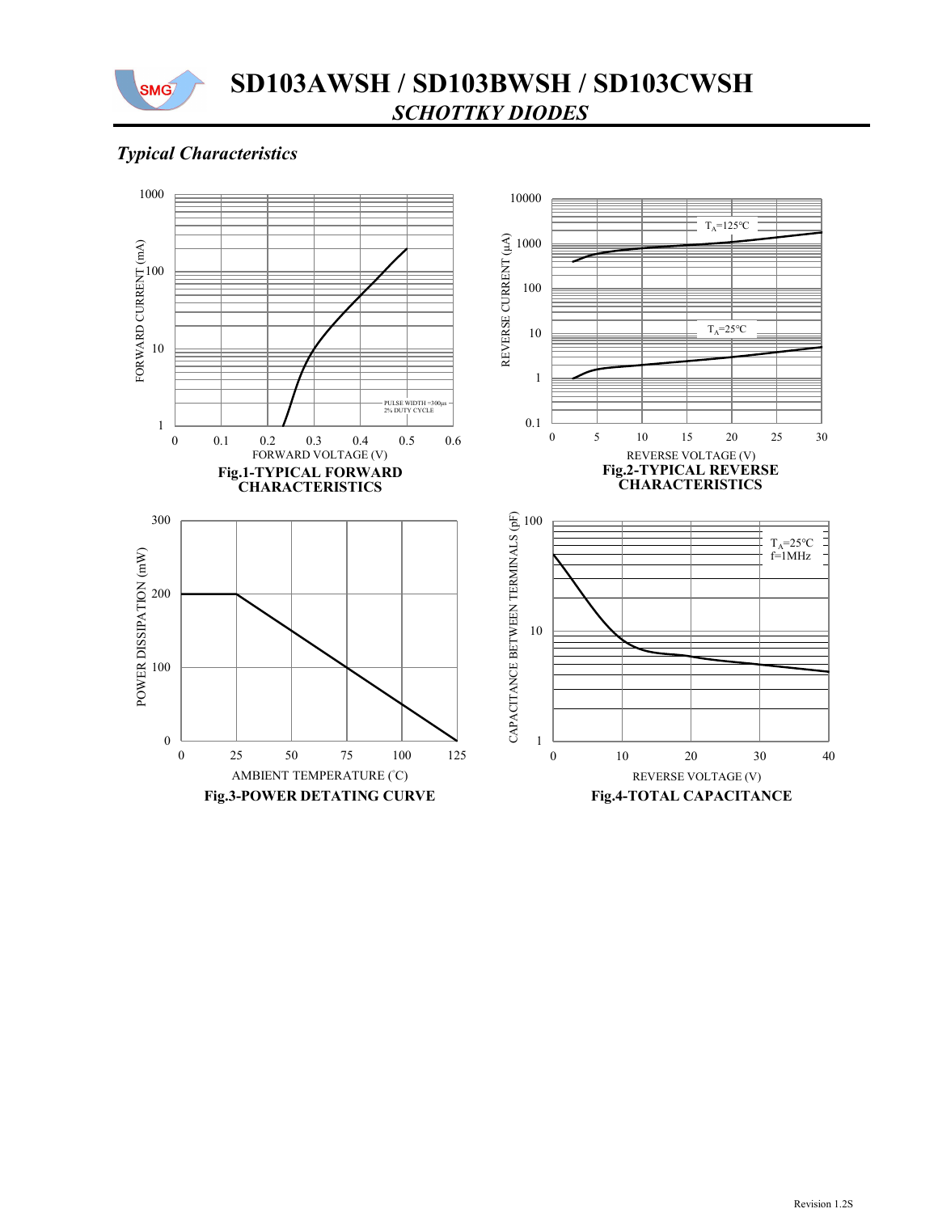# SD103AWSH / SD103BWSH / SD103CWSH

## *SCHOTTKY DIODES*

### *Typical Characteristics*

FORWARD CURRENT (mA)

1000, 100, 10, 1

0, 0.1, 0.2, 0.3, 0.4, 0.5, 0.6

FORWARD VOLTAGE (V)

PULSE WIDTH =300μs
2% DUTY CYCLE

**Fig.1-TYPICAL FORWARD CHARACTERISTICS**

REVERSE CURRENT (μA)

10000, 1000, 100, 10, 1, 0.1

$T_A$=125°C

$T_A$=25°C

0, 5, 10, 15, 20, 25, 30

REVERSE VOLTAGE (V)

**Fig.2-TYPICAL REVERSE CHARACTERISTICS**

POWER DISSIPATION (mW)

300, 200, 100, 0

0, 25, 50, 75, 100, 125

AMBIENT TEMPERATURE (°C)

**Fig.3-POWER DETATING CURVE**

CAPACITANCE BETWEEN TERMINALS (pF)

100, 10, 1

$T_A$=25°C
f=1MHz

0, 10, 20, 30, 40

REVERSE VOLTAGE (V)

**Fig.4-TOTAL CAPACITANCE**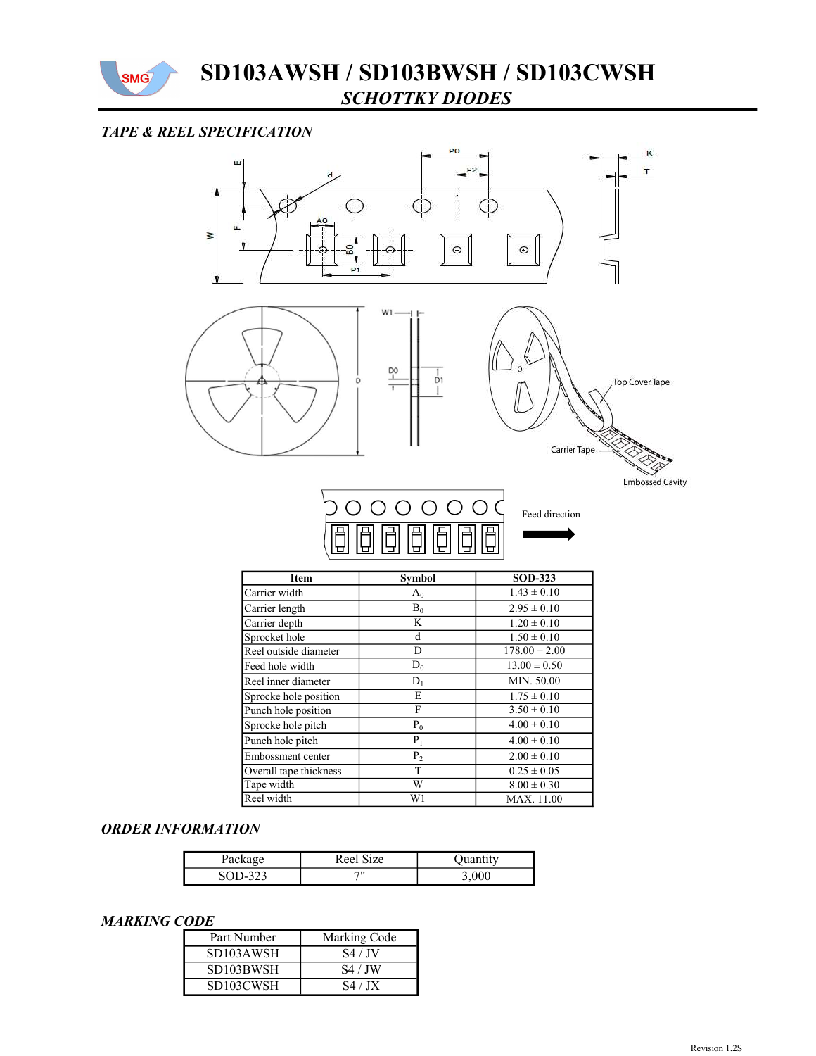# SD103AWSH / SD103BWSH / SD103CWSH

## *SCHOTTKY DIODES*

### *TAPE & REEL SPECIFICATION*

| Item | Symbol | SOD-323 |
|---|---|---|
| Carrier width | $A_0$ | 1.43 ± 0.10 |
| Carrier length | $B_0$ | 2.95 ± 0.10 |
| Carrier depth | K | 1.20 ± 0.10 |
| Sprocket hole | d | 1.50 ± 0.10 |
| Reel outside diameter | D | 178.00 ± 2.00 |
| Feed hole width | $D_0$ | 13.00 ± 0.50 |
| Reel inner diameter | $D_1$ | MIN. 50.00 |
| Sprocke hole position | E | 1.75 ± 0.10 |
| Punch hole position | F | 3.50 ± 0.10 |
| Sprocke hole pitch | $P_0$ | 4.00 ± 0.10 |
| Punch hole pitch | $P_1$ | 4.00 ± 0.10 |
| Embossment center | $P_2$ | 2.00 ± 0.10 |
| Overall tape thickness | T | 0.25 ± 0.05 |
| Tape width | W | 8.00 ± 0.30 |
| Reel width | W1 | MAX. 11.00 |

### *ORDER INFORMATION*

| Package | Reel Size | Quantity |
|---|---|---|
| SOD-323 | 7" | 3,000 |

### *MARKING CODE*

| Part Number | Marking Code |
|---|---|
| SD103AWSH | S4 / JV |
| SD103BWSH | S4 / JW |
| SD103CWSH | S4 / JX |

Revision 1.2S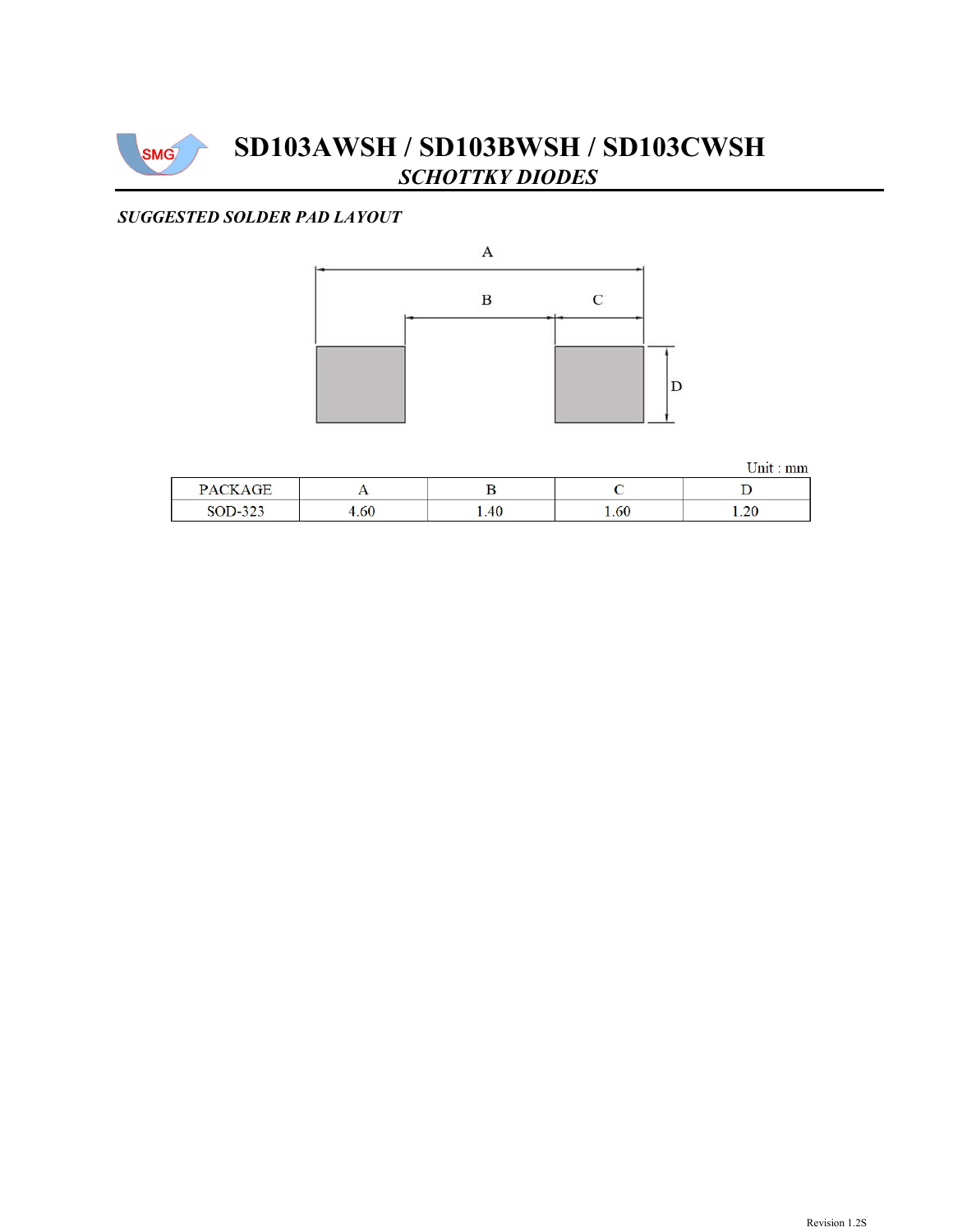# SD103AWSH / SD103BWSH / SD103CWSH

## *SCHOTTKY DIODES*

***SUGGESTED SOLDER PAD LAYOUT***

A

B

C

D

Unit : mm

| PACKAGE | A | B | C | D |
|---|---|---|---|---|
| SOD-323 | 4.60 | 1.40 | 1.60 | 1.20 |

Revision 1.2S